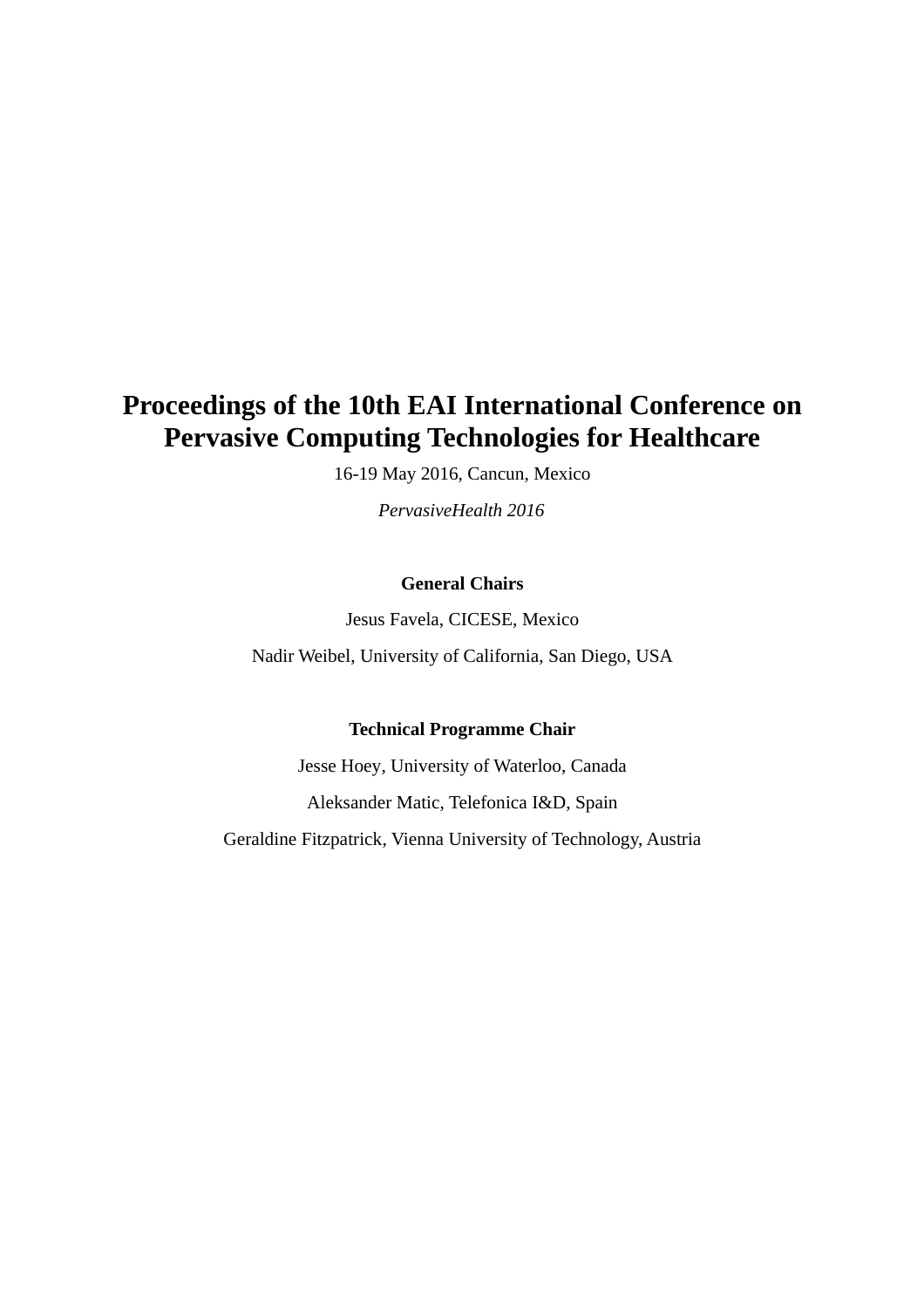# Proceedings of the 10th EAI International Conference on Pervasive Computing Technologies for Healthcare

16-19 May 2016, Cancun, Mexico

*PervasiveHealth 2016*

**General Chairs**

Jesus Favela, CICESE, Mexico

Nadir Weibel, University of California, San Diego, USA

**Technical Programme Chair**

Jesse Hoey, University of Waterloo, Canada

Aleksander Matic, Telefonica I&D, Spain

Geraldine Fitzpatrick, Vienna University of Technology, Austria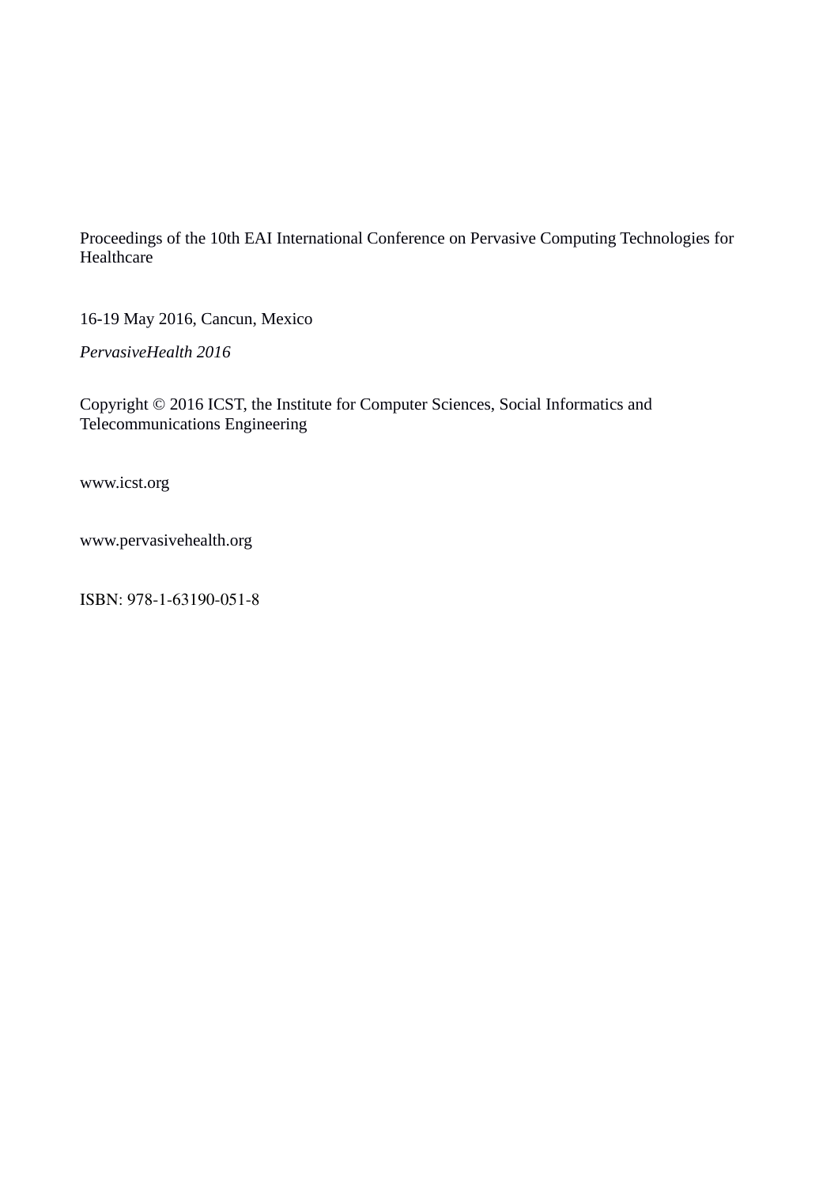Proceedings of the 10th EAI International Conference on Pervasive Computing Technologies for Healthcare

16-19 May 2016, Cancun, Mexico

*PervasiveHealth 2016*

Copyright © 2016 ICST, the Institute for Computer Sciences, Social Informatics and Telecommunications Engineering

www.icst.org

www.pervasivehealth.org

ISBN: 978-1-63190-051-8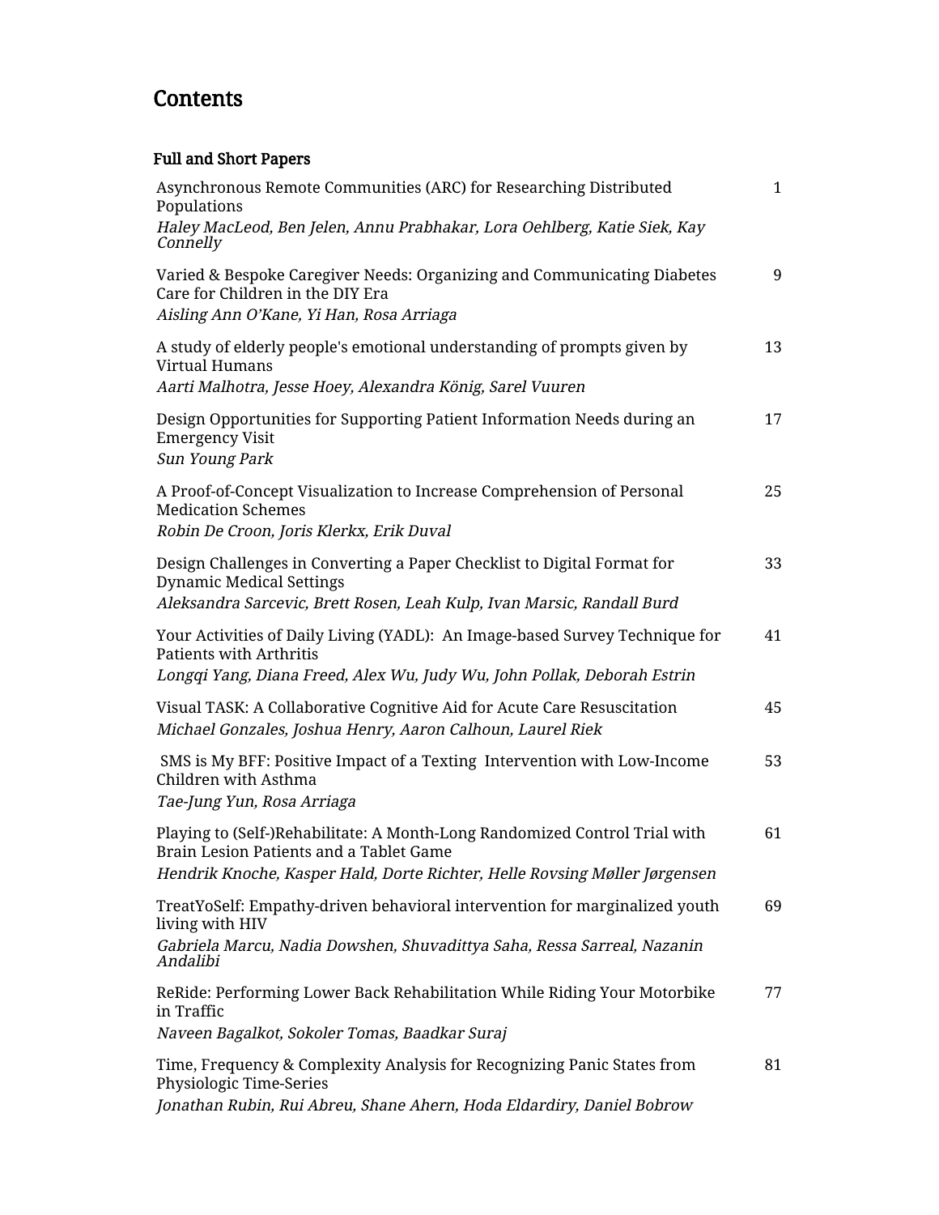# Contents

## Full and Short Papers

| | |
|---|---|
| Asynchronous Remote Communities (ARC) for Researching Distributed Populations<br>*Haley MacLeod, Ben Jelen, Annu Prabhakar, Lora Oehlberg, Katie Siek, Kay Connelly* | 1 |
| Varied & Bespoke Caregiver Needs: Organizing and Communicating Diabetes Care for Children in the DIY Era<br>*Aisling Ann O'Kane, Yi Han, Rosa Arriaga* | 9 |
| A study of elderly people's emotional understanding of prompts given by Virtual Humans<br>*Aarti Malhotra, Jesse Hoey, Alexandra König, Sarel Vuuren* | 13 |
| Design Opportunities for Supporting Patient Information Needs during an Emergency Visit<br>*Sun Young Park* | 17 |
| A Proof-of-Concept Visualization to Increase Comprehension of Personal Medication Schemes<br>*Robin De Croon, Joris Klerkx, Erik Duval* | 25 |
| Design Challenges in Converting a Paper Checklist to Digital Format for Dynamic Medical Settings<br>*Aleksandra Sarcevic, Brett Rosen, Leah Kulp, Ivan Marsic, Randall Burd* | 33 |
| Your Activities of Daily Living (YADL): An Image-based Survey Technique for Patients with Arthritis<br>*Longqi Yang, Diana Freed, Alex Wu, Judy Wu, John Pollak, Deborah Estrin* | 41 |
| Visual TASK: A Collaborative Cognitive Aid for Acute Care Resuscitation<br>*Michael Gonzales, Joshua Henry, Aaron Calhoun, Laurel Riek* | 45 |
| SMS is My BFF: Positive Impact of a Texting Intervention with Low-Income Children with Asthma<br>*Tae-Jung Yun, Rosa Arriaga* | 53 |
| Playing to (Self-)Rehabilitate: A Month-Long Randomized Control Trial with Brain Lesion Patients and a Tablet Game<br>*Hendrik Knoche, Kasper Hald, Dorte Richter, Helle Rovsing Møller Jørgensen* | 61 |
| TreatYoSelf: Empathy-driven behavioral intervention for marginalized youth living with HIV<br>*Gabriela Marcu, Nadia Dowshen, Shuvadittya Saha, Ressa Sarreal, Nazanin Andalibi* | 69 |
| ReRide: Performing Lower Back Rehabilitation While Riding Your Motorbike in Traffic<br>*Naveen Bagalkot, Sokoler Tomas, Baadkar Suraj* | 77 |
| Time, Frequency & Complexity Analysis for Recognizing Panic States from Physiologic Time-Series<br>*Jonathan Rubin, Rui Abreu, Shane Ahern, Hoda Eldardiry, Daniel Bobrow* | 81 |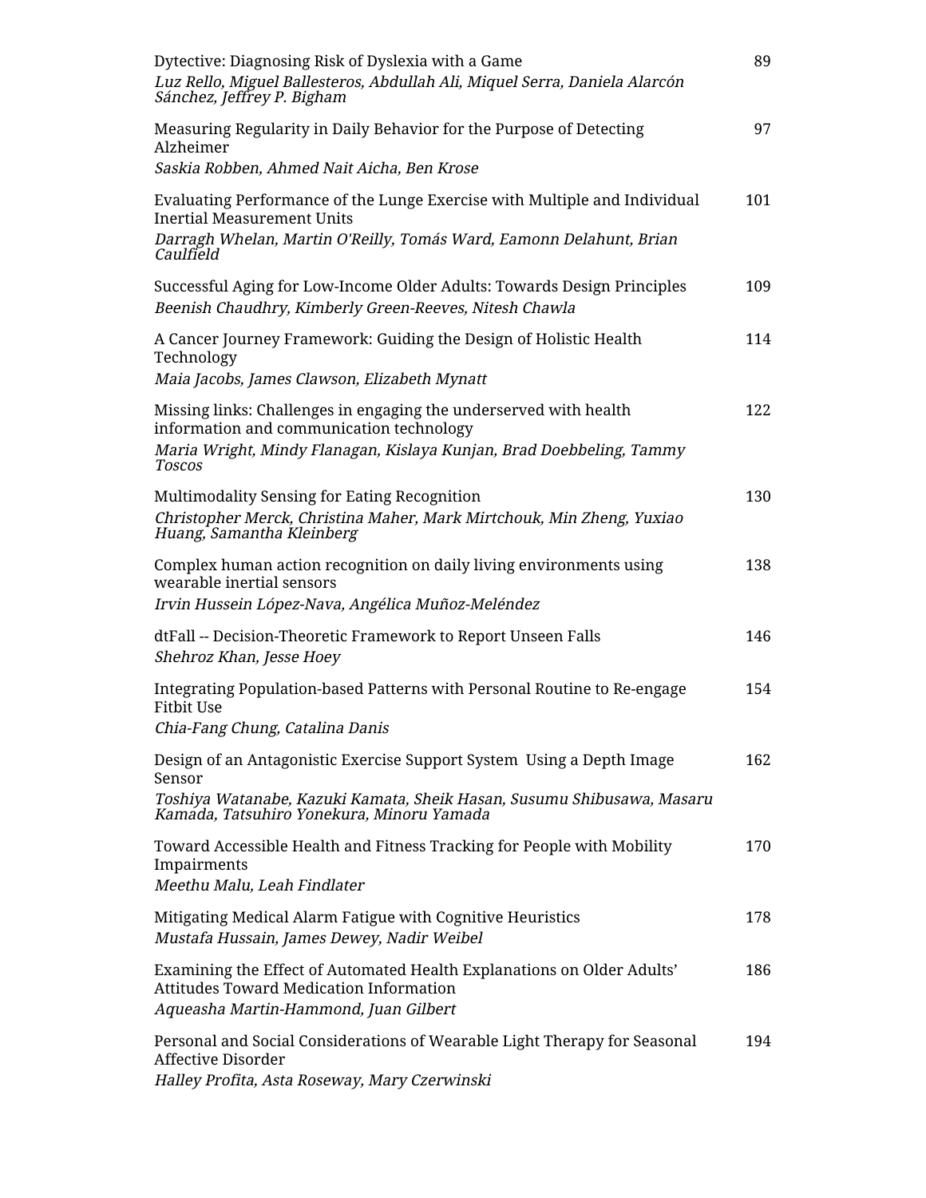Dytective: Diagnosing Risk of Dyslexia with a Game — 89
*Luz Rello, Miguel Ballesteros, Abdullah Ali, Miquel Serra, Daniela Alarcón Sánchez, Jeffrey P. Bigham*

Measuring Regularity in Daily Behavior for the Purpose of Detecting Alzheimer — 97
*Saskia Robben, Ahmed Nait Aicha, Ben Krose*

Evaluating Performance of the Lunge Exercise with Multiple and Individual Inertial Measurement Units — 101
*Darragh Whelan, Martin O'Reilly, Tomás Ward, Eamonn Delahunt, Brian Caulfield*

Successful Aging for Low-Income Older Adults: Towards Design Principles — 109
*Beenish Chaudhry, Kimberly Green-Reeves, Nitesh Chawla*

A Cancer Journey Framework: Guiding the Design of Holistic Health Technology — 114
*Maia Jacobs, James Clawson, Elizabeth Mynatt*

Missing links: Challenges in engaging the underserved with health information and communication technology — 122
*Maria Wright, Mindy Flanagan, Kislaya Kunjan, Brad Doebbeling, Tammy Toscos*

Multimodality Sensing for Eating Recognition — 130
*Christopher Merck, Christina Maher, Mark Mirtchouk, Min Zheng, Yuxiao Huang, Samantha Kleinberg*

Complex human action recognition on daily living environments using wearable inertial sensors — 138
*Irvin Hussein López-Nava, Angélica Muñoz-Meléndez*

dtFall -- Decision-Theoretic Framework to Report Unseen Falls — 146
*Shehroz Khan, Jesse Hoey*

Integrating Population-based Patterns with Personal Routine to Re-engage Fitbit Use — 154
*Chia-Fang Chung, Catalina Danis*

Design of an Antagonistic Exercise Support System Using a Depth Image Sensor — 162
*Toshiya Watanabe, Kazuki Kamata, Sheik Hasan, Susumu Shibusawa, Masaru Kamada, Tatsuhiro Yonekura, Minoru Yamada*

Toward Accessible Health and Fitness Tracking for People with Mobility Impairments — 170
*Meethu Malu, Leah Findlater*

Mitigating Medical Alarm Fatigue with Cognitive Heuristics — 178
*Mustafa Hussain, James Dewey, Nadir Weibel*

Examining the Effect of Automated Health Explanations on Older Adults' Attitudes Toward Medication Information — 186
*Aqueasha Martin-Hammond, Juan Gilbert*

Personal and Social Considerations of Wearable Light Therapy for Seasonal Affective Disorder — 194
*Halley Profita, Asta Roseway, Mary Czerwinski*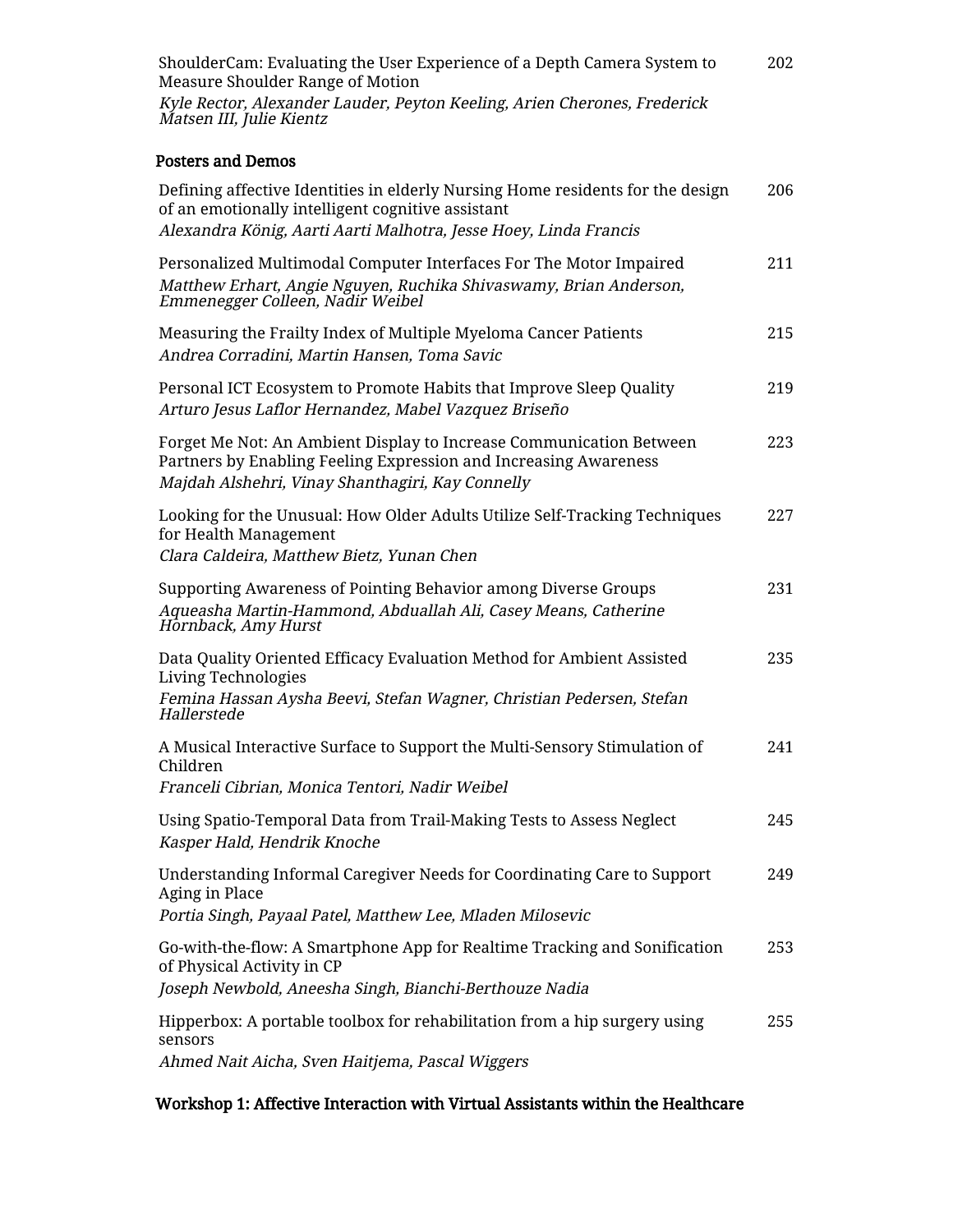ShoulderCam: Evaluating the User Experience of a Depth Camera System to Measure Shoulder Range of Motion 202
*Kyle Rector, Alexander Lauder, Peyton Keeling, Arien Cherones, Frederick Matsen III, Julie Kientz*

## Posters and Demos

Defining affective Identities in elderly Nursing Home residents for the design of an emotionally intelligent cognitive assistant 206
*Alexandra König, Aarti Aarti Malhotra, Jesse Hoey, Linda Francis*

Personalized Multimodal Computer Interfaces For The Motor Impaired 211
*Matthew Erhart, Angie Nguyen, Ruchika Shivaswamy, Brian Anderson, Emmenegger Colleen, Nadir Weibel*

Measuring the Frailty Index of Multiple Myeloma Cancer Patients 215
*Andrea Corradini, Martin Hansen, Toma Savic*

Personal ICT Ecosystem to Promote Habits that Improve Sleep Quality 219
*Arturo Jesus Laflor Hernandez, Mabel Vazquez Briseño*

Forget Me Not: An Ambient Display to Increase Communication Between Partners by Enabling Feeling Expression and Increasing Awareness 223
*Majdah Alshehri, Vinay Shanthagiri, Kay Connelly*

Looking for the Unusual: How Older Adults Utilize Self-Tracking Techniques for Health Management 227
*Clara Caldeira, Matthew Bietz, Yunan Chen*

Supporting Awareness of Pointing Behavior among Diverse Groups 231
*Aqueasha Martin-Hammond, Abduallah Ali, Casey Means, Catherine Hornback, Amy Hurst*

Data Quality Oriented Efficacy Evaluation Method for Ambient Assisted Living Technologies 235
*Femina Hassan Aysha Beevi, Stefan Wagner, Christian Pedersen, Stefan Hallerstede*

A Musical Interactive Surface to Support the Multi-Sensory Stimulation of Children 241
*Franceli Cibrian, Monica Tentori, Nadir Weibel*

Using Spatio-Temporal Data from Trail-Making Tests to Assess Neglect 245
*Kasper Hald, Hendrik Knoche*

Understanding Informal Caregiver Needs for Coordinating Care to Support Aging in Place 249
*Portia Singh, Payaal Patel, Matthew Lee, Mladen Milosevic*

Go-with-the-flow: A Smartphone App for Realtime Tracking and Sonification of Physical Activity in CP 253
*Joseph Newbold, Aneesha Singh, Bianchi-Berthouze Nadia*

Hipperbox: A portable toolbox for rehabilitation from a hip surgery using sensors 255
*Ahmed Nait Aicha, Sven Haitjema, Pascal Wiggers*

## Workshop 1: Affective Interaction with Virtual Assistants within the Healthcare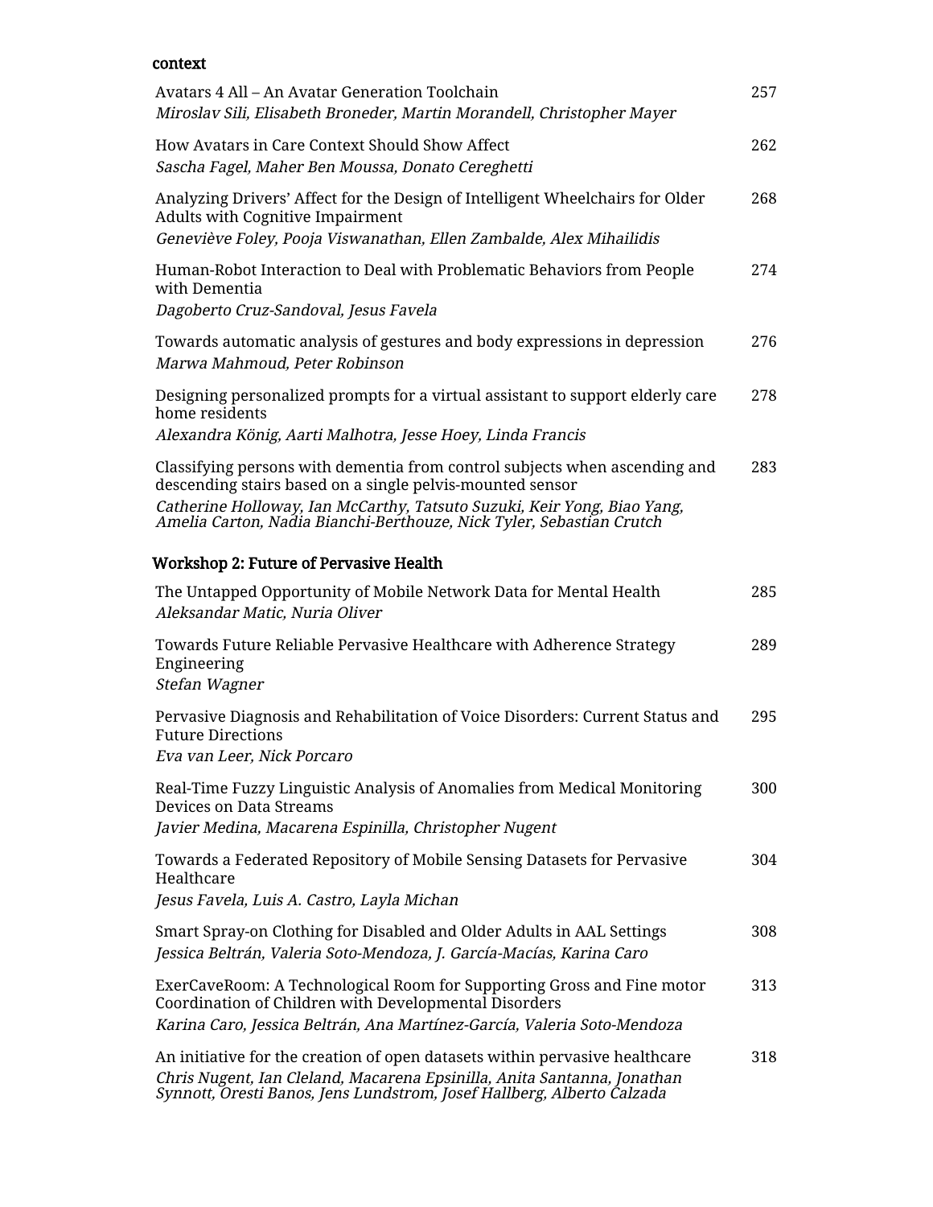context

Avatars 4 All – An Avatar Generation Toolchain 257
*Miroslav Sili, Elisabeth Broneder, Martin Morandell, Christopher Mayer*

How Avatars in Care Context Should Show Affect 262
*Sascha Fagel, Maher Ben Moussa, Donato Cereghetti*

Analyzing Drivers' Affect for the Design of Intelligent Wheelchairs for Older Adults with Cognitive Impairment 268
*Geneviève Foley, Pooja Viswanathan, Ellen Zambalde, Alex Mihailidis*

Human-Robot Interaction to Deal with Problematic Behaviors from People with Dementia 274
*Dagoberto Cruz-Sandoval, Jesus Favela*

Towards automatic analysis of gestures and body expressions in depression 276
*Marwa Mahmoud, Peter Robinson*

Designing personalized prompts for a virtual assistant to support elderly care home residents 278
*Alexandra König, Aarti Malhotra, Jesse Hoey, Linda Francis*

Classifying persons with dementia from control subjects when ascending and descending stairs based on a single pelvis-mounted sensor 283
*Catherine Holloway, Ian McCarthy, Tatsuto Suzuki, Keir Yong, Biao Yang, Amelia Carton, Nadia Bianchi-Berthouze, Nick Tyler, Sebastian Crutch*

## Workshop 2: Future of Pervasive Health

The Untapped Opportunity of Mobile Network Data for Mental Health 285
*Aleksandar Matic, Nuria Oliver*

Towards Future Reliable Pervasive Healthcare with Adherence Strategy Engineering 289
*Stefan Wagner*

Pervasive Diagnosis and Rehabilitation of Voice Disorders: Current Status and Future Directions 295
*Eva van Leer, Nick Porcaro*

Real-Time Fuzzy Linguistic Analysis of Anomalies from Medical Monitoring Devices on Data Streams 300
*Javier Medina, Macarena Espinilla, Christopher Nugent*

Towards a Federated Repository of Mobile Sensing Datasets for Pervasive Healthcare 304
*Jesus Favela, Luis A. Castro, Layla Michan*

Smart Spray-on Clothing for Disabled and Older Adults in AAL Settings 308
*Jessica Beltrán, Valeria Soto-Mendoza, J. García-Macías, Karina Caro*

ExerCaveRoom: A Technological Room for Supporting Gross and Fine motor Coordination of Children with Developmental Disorders 313
*Karina Caro, Jessica Beltrán, Ana Martínez-García, Valeria Soto-Mendoza*

An initiative for the creation of open datasets within pervasive healthcare 318
*Chris Nugent, Ian Cleland, Macarena Epsinilla, Anita Santanna, Jonathan Synnott, Oresti Banos, Jens Lundstrom, Josef Hallberg, Alberto Calzada*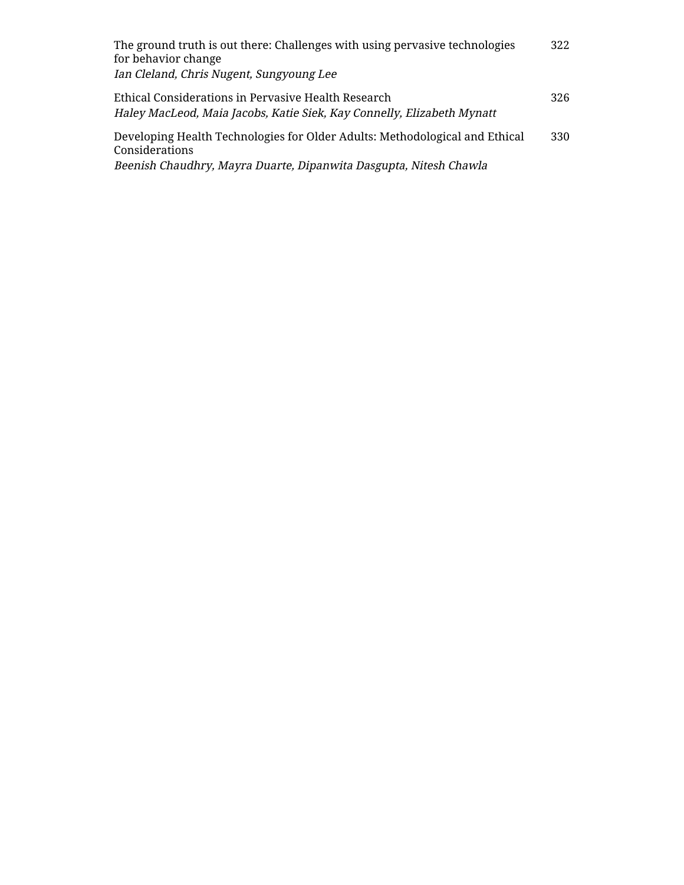The ground truth is out there: Challenges with using pervasive technologies for behavior change 322
*Ian Cleland, Chris Nugent, Sungyoung Lee*

Ethical Considerations in Pervasive Health Research 326
*Haley MacLeod, Maia Jacobs, Katie Siek, Kay Connelly, Elizabeth Mynatt*

Developing Health Technologies for Older Adults: Methodological and Ethical Considerations 330
*Beenish Chaudhry, Mayra Duarte, Dipanwita Dasgupta, Nitesh Chawla*